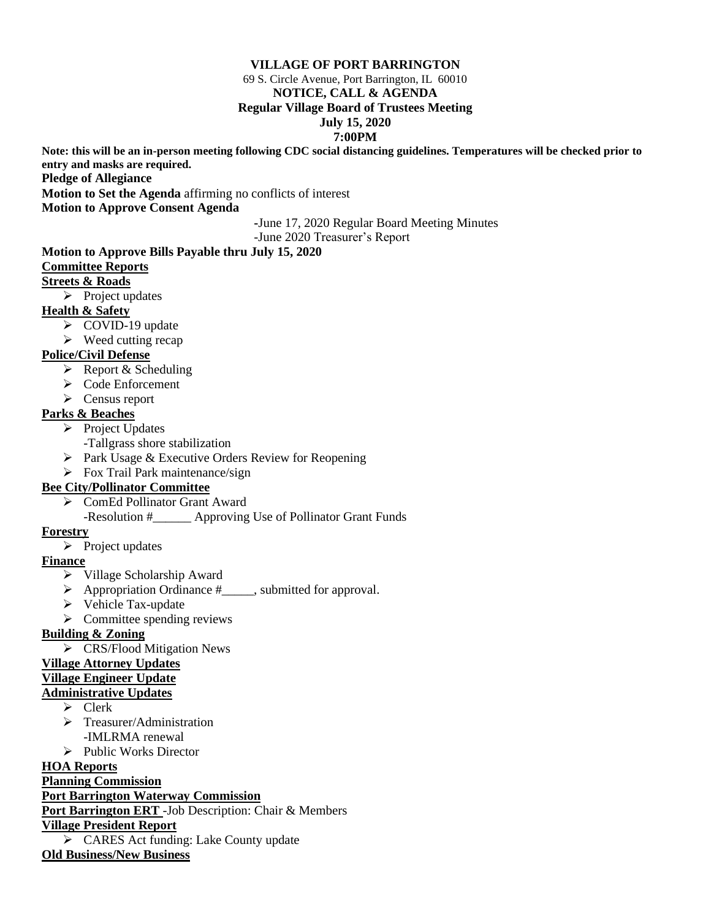**VILLAGE OF PORT BARRINGTON**

69 S. Circle Avenue, Port Barrington, IL 60010

**NOTICE, CALL & AGENDA**

**Regular Village Board of Trustees Meeting**

**July 15, 2020**

**7:00PM**

**Note: this will be an in-person meeting following CDC social distancing guidelines. Temperatures will be checked prior to entry and masks are required.**

**Pledge of Allegiance**

**Motion to Set the Agenda** affirming no conflicts of interest

**Motion to Approve Consent Agenda**

-June 17, 2020 Regular Board Meeting Minutes
-June 2020 Treasurer's Report

**Motion to Approve Bills Payable thru July 15, 2020**

**Committee Reports**

**Streets & Roads**

- Project updates

**Health & Safety**

- COVID-19 update
- Weed cutting recap

**Police/Civil Defense**

- Report & Scheduling
- Code Enforcement
- Census report

**Parks & Beaches**

- Project Updates
  -Tallgrass shore stabilization
- Park Usage & Executive Orders Review for Reopening
- Fox Trail Park maintenance/sign

**Bee City/Pollinator Committee**

- ComEd Pollinator Grant Award
  -Resolution #______ Approving Use of Pollinator Grant Funds

**Forestry**

- Project updates

**Finance**

- Village Scholarship Award
- Appropriation Ordinance #_____, submitted for approval.
- Vehicle Tax-update
- Committee spending reviews

**Building & Zoning**

- CRS/Flood Mitigation News

**Village Attorney Updates**

**Village Engineer Update**

**Administrative Updates**

- Clerk
- Treasurer/Administration
  -IMLRMA renewal
- Public Works Director

**HOA Reports**

**Planning Commission**

**Port Barrington Waterway Commission**

**Port Barrington ERT** -Job Description: Chair & Members

**Village President Report**

- CARES Act funding: Lake County update

**Old Business/New Business**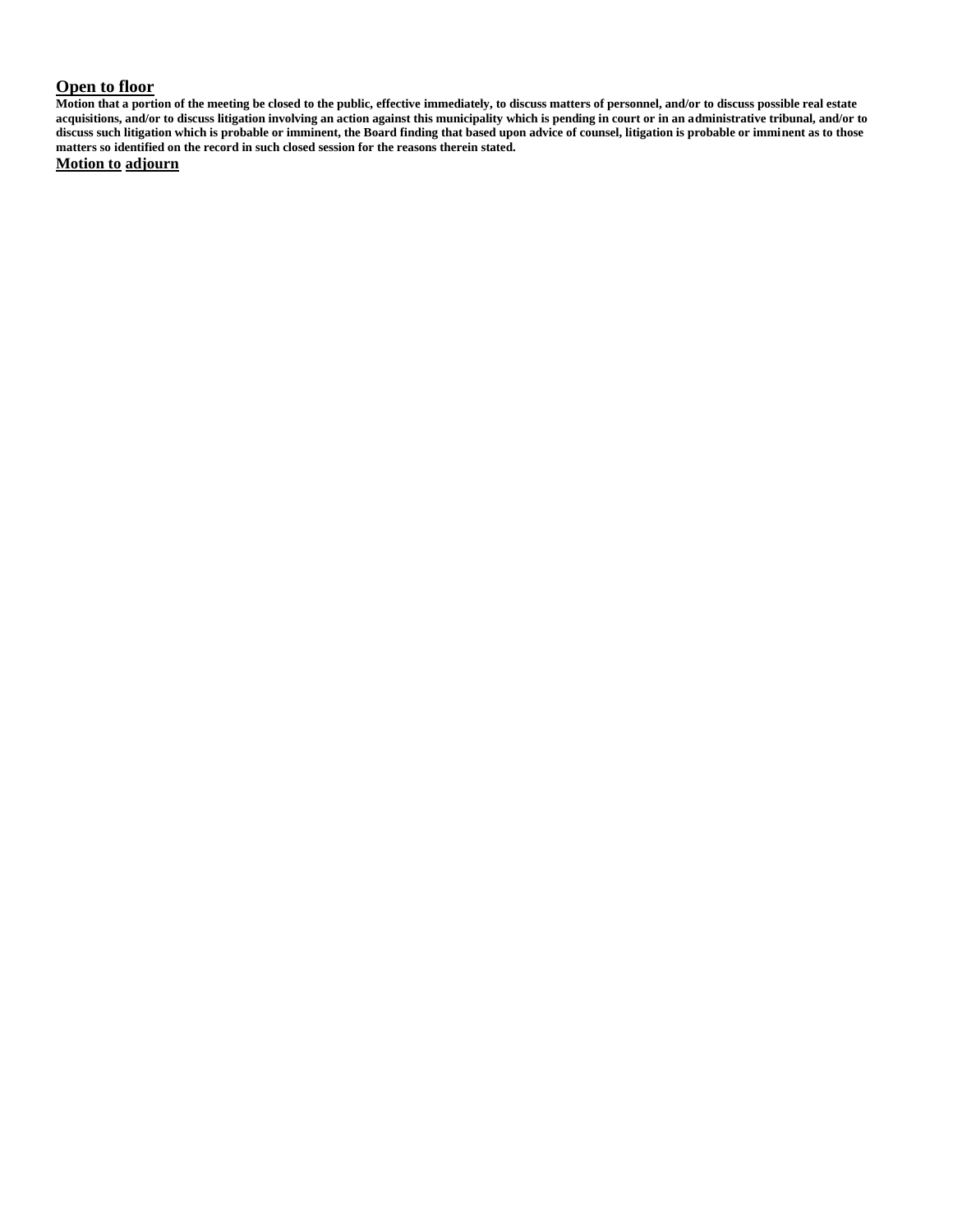**Open to floor**

**Motion that a portion of the meeting be closed to the public, effective immediately, to discuss matters of personnel, and/or to discuss possible real estate acquisitions, and/or to discuss litigation involving an action against this municipality which is pending in court or in an administrative tribunal, and/or to discuss such litigation which is probable or imminent, the Board finding that based upon advice of counsel, litigation is probable or imminent as to those matters so identified on the record in such closed session for the reasons therein stated.**

**Motion to adjourn**